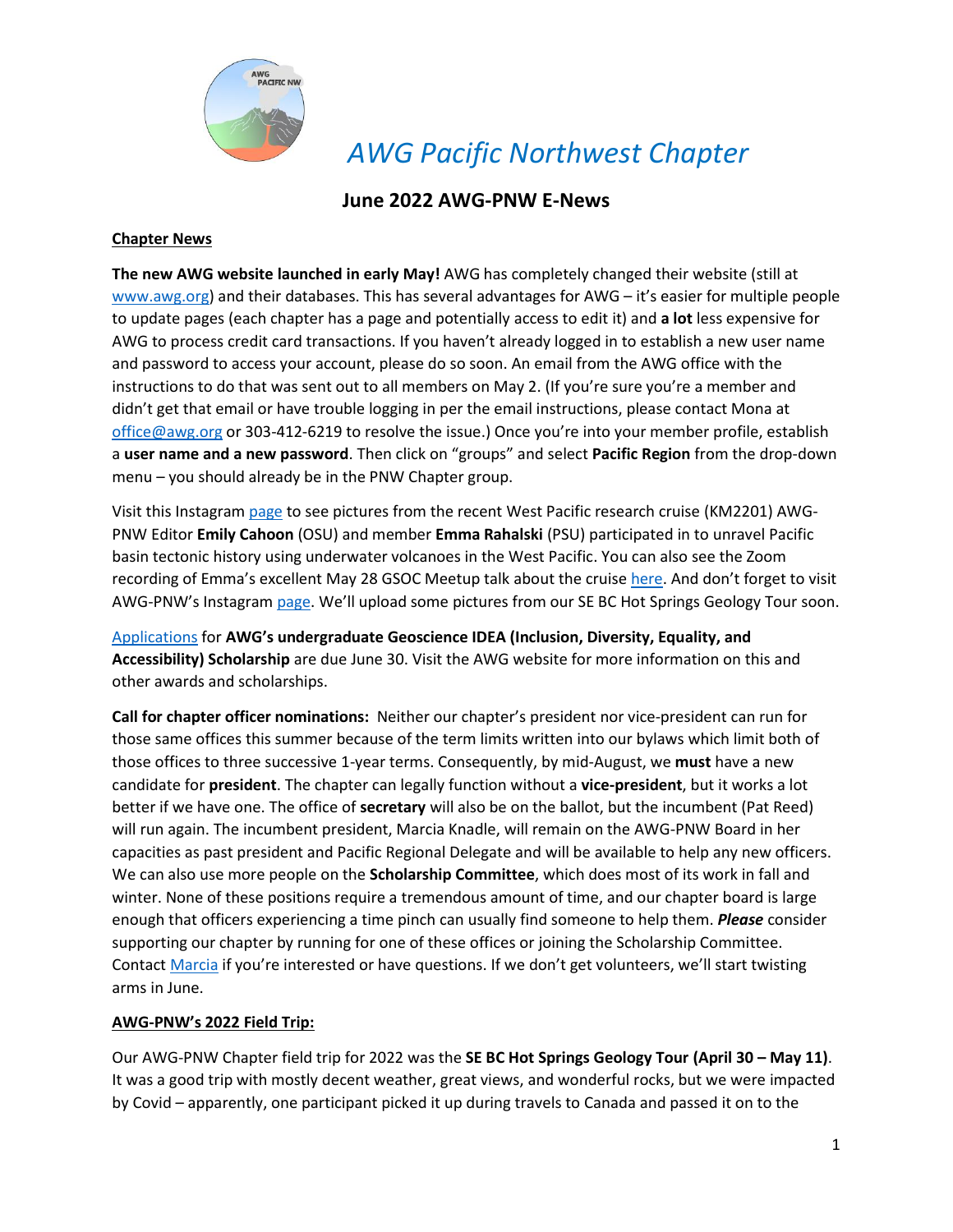# AWG Pacific Northwest Chapter

## June 2022 AWG-PNW E-News

**Chapter News**

**The new AWG website launched in early May!** AWG has completely changed their website (still at www.awg.org) and their databases. This has several advantages for AWG – it's easier for multiple people to update pages (each chapter has a page and potentially access to edit it) and **a lot** less expensive for AWG to process credit card transactions. If you haven't already logged in to establish a new user name and password to access your account, please do so soon. An email from the AWG office with the instructions to do that was sent out to all members on May 2. (If you're sure you're a member and didn't get that email or have trouble logging in per the email instructions, please contact Mona at office@awg.org or 303-412-6219 to resolve the issue.) Once you're into your member profile, establish a **user name and a new password**. Then click on "groups" and select **Pacific Region** from the drop-down menu – you should already be in the PNW Chapter group.

Visit this Instagram page to see pictures from the recent West Pacific research cruise (KM2201) AWG-PNW Editor **Emily Cahoon** (OSU) and member **Emma Rahalski** (PSU) participated in to unravel Pacific basin tectonic history using underwater volcanoes in the West Pacific. You can also see the Zoom recording of Emma's excellent May 28 GSOC Meetup talk about the cruise here. And don't forget to visit AWG-PNW's Instagram page. We'll upload some pictures from our SE BC Hot Springs Geology Tour soon.

Applications for **AWG's undergraduate Geoscience IDEA (Inclusion, Diversity, Equality, and Accessibility) Scholarship** are due June 30. Visit the AWG website for more information on this and other awards and scholarships.

**Call for chapter officer nominations:** Neither our chapter's president nor vice-president can run for those same offices this summer because of the term limits written into our bylaws which limit both of those offices to three successive 1-year terms. Consequently, by mid-August, we **must** have a new candidate for **president**. The chapter can legally function without a **vice-president**, but it works a lot better if we have one. The office of **secretary** will also be on the ballot, but the incumbent (Pat Reed) will run again. The incumbent president, Marcia Knadle, will remain on the AWG-PNW Board in her capacities as past president and Pacific Regional Delegate and will be available to help any new officers. We can also use more people on the **Scholarship Committee**, which does most of its work in fall and winter. None of these positions require a tremendous amount of time, and our chapter board is large enough that officers experiencing a time pinch can usually find someone to help them. ***Please*** consider supporting our chapter by running for one of these offices or joining the Scholarship Committee. Contact Marcia if you're interested or have questions. If we don't get volunteers, we'll start twisting arms in June.

**AWG-PNW's 2022 Field Trip:**

Our AWG-PNW Chapter field trip for 2022 was the **SE BC Hot Springs Geology Tour (April 30 – May 11)**. It was a good trip with mostly decent weather, great views, and wonderful rocks, but we were impacted by Covid – apparently, one participant picked it up during travels to Canada and passed it on to the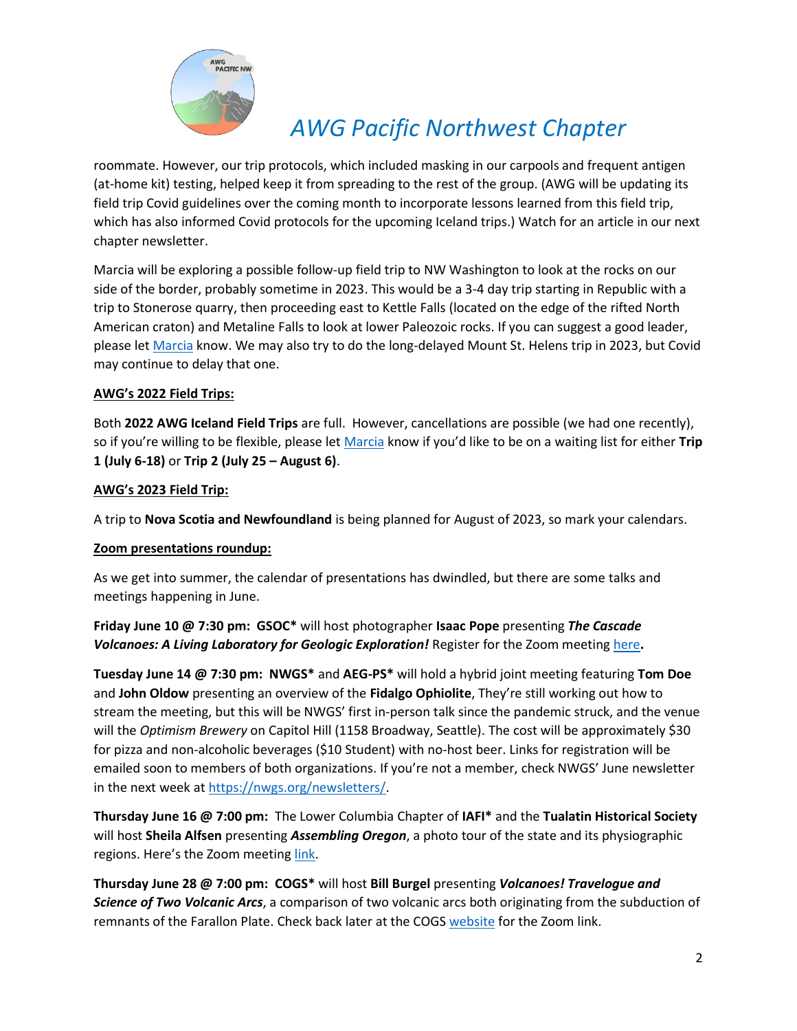roommate. However, our trip protocols, which included masking in our carpools and frequent antigen (at-home kit) testing, helped keep it from spreading to the rest of the group. (AWG will be updating its field trip Covid guidelines over the coming month to incorporate lessons learned from this field trip, which has also informed Covid protocols for the upcoming Iceland trips.) Watch for an article in our next chapter newsletter.

Marcia will be exploring a possible follow-up field trip to NW Washington to look at the rocks on our side of the border, probably sometime in 2023. This would be a 3-4 day trip starting in Republic with a trip to Stonerose quarry, then proceeding east to Kettle Falls (located on the edge of the rifted North American craton) and Metaline Falls to look at lower Paleozoic rocks. If you can suggest a good leader, please let Marcia know. We may also try to do the long-delayed Mount St. Helens trip in 2023, but Covid may continue to delay that one.

**AWG's 2022 Field Trips:**

Both **2022 AWG Iceland Field Trips** are full. However, cancellations are possible (we had one recently), so if you're willing to be flexible, please let Marcia know if you'd like to be on a waiting list for either **Trip 1 (July 6-18)** or **Trip 2 (July 25 – August 6)**.

**AWG's 2023 Field Trip:**

A trip to **Nova Scotia and Newfoundland** is being planned for August of 2023, so mark your calendars.

**Zoom presentations roundup:**

As we get into summer, the calendar of presentations has dwindled, but there are some talks and meetings happening in June.

**Friday June 10 @ 7:30 pm: GSOC*** will host photographer **Isaac Pope** presenting ***The Cascade Volcanoes: A Living Laboratory for Geologic Exploration!*** Register for the Zoom meeting here**.**

**Tuesday June 14 @ 7:30 pm: NWGS*** and **AEG-PS*** will hold a hybrid joint meeting featuring **Tom Doe** and **John Oldow** presenting an overview of the **Fidalgo Ophiolite**, They're still working out how to stream the meeting, but this will be NWGS' first in-person talk since the pandemic struck, and the venue will the *Optimism Brewery* on Capitol Hill (1158 Broadway, Seattle). The cost will be approximately $30 for pizza and non-alcoholic beverages ($10 Student) with no-host beer. Links for registration will be emailed soon to members of both organizations. If you're not a member, check NWGS' June newsletter in the next week at https://nwgs.org/newsletters/.

**Thursday June 16 @ 7:00 pm:** The Lower Columbia Chapter of **IAFI*** and the **Tualatin Historical Society** will host **Sheila Alfsen** presenting ***Assembling Oregon***, a photo tour of the state and its physiographic regions. Here's the Zoom meeting link.

**Thursday June 28 @ 7:00 pm: COGS*** will host **Bill Burgel** presenting ***Volcanoes! Travelogue and Science of Two Volcanic Arcs***, a comparison of two volcanic arcs both originating from the subduction of remnants of the Farallon Plate. Check back later at the COGS website for the Zoom link.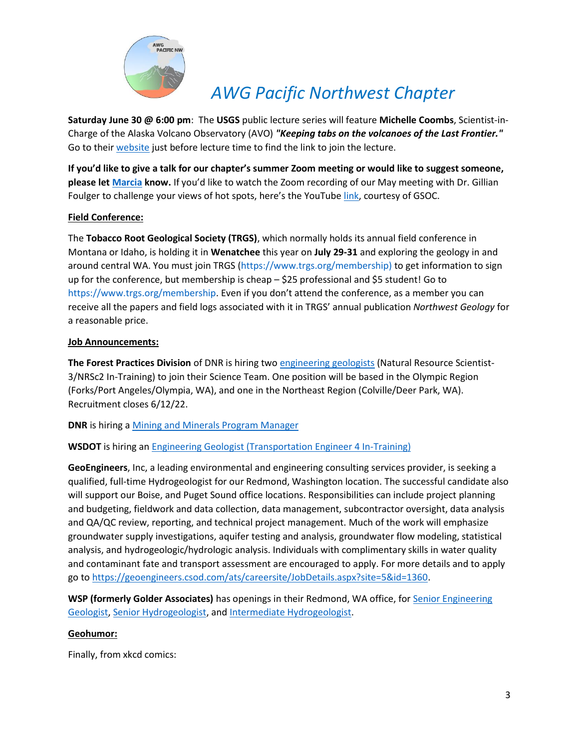# *AWG Pacific Northwest Chapter*

**Saturday June 30 @ 6:00 pm**: The **USGS** public lecture series will feature **Michelle Coombs**, Scientist-in-Charge of the Alaska Volcano Observatory (AVO) ***"Keeping tabs on the volcanoes of the Last Frontier."*** Go to their website just before lecture time to find the link to join the lecture.

**If you'd like to give a talk for our chapter's summer Zoom meeting or would like to suggest someone, please let Marcia know.** If you'd like to watch the Zoom recording of our May meeting with Dr. Gillian Foulger to challenge your views of hot spots, here's the YouTube link, courtesy of GSOC.

**Field Conference:**

The **Tobacco Root Geological Society (TRGS)**, which normally holds its annual field conference in Montana or Idaho, is holding it in **Wenatchee** this year on **July 29-31** and exploring the geology in and around central WA. You must join TRGS (https://www.trgs.org/membership) to get information to sign up for the conference, but membership is cheap – $25 professional and $5 student! Go to https://www.trgs.org/membership. Even if you don't attend the conference, as a member you can receive all the papers and field logs associated with it in TRGS' annual publication *Northwest Geology* for a reasonable price.

**Job Announcements:**

**The Forest Practices Division** of DNR is hiring two engineering geologists (Natural Resource Scientist-3/NRSc2 In-Training) to join their Science Team. One position will be based in the Olympic Region (Forks/Port Angeles/Olympia, WA), and one in the Northeast Region (Colville/Deer Park, WA). Recruitment closes 6/12/22.

**DNR** is hiring a Mining and Minerals Program Manager

**WSDOT** is hiring an Engineering Geologist (Transportation Engineer 4 In-Training)

**GeoEngineers**, Inc, a leading environmental and engineering consulting services provider, is seeking a qualified, full-time Hydrogeologist for our Redmond, Washington location. The successful candidate also will support our Boise, and Puget Sound office locations. Responsibilities can include project planning and budgeting, fieldwork and data collection, data management, subcontractor oversight, data analysis and QA/QC review, reporting, and technical project management. Much of the work will emphasize groundwater supply investigations, aquifer testing and analysis, groundwater flow modeling, statistical analysis, and hydrogeologic/hydrologic analysis. Individuals with complimentary skills in water quality and contaminant fate and transport assessment are encouraged to apply. For more details and to apply go to https://geoengineers.csod.com/ats/careersite/JobDetails.aspx?site=5&id=1360.

**WSP (formerly Golder Associates)** has openings in their Redmond, WA office, for Senior Engineering Geologist, Senior Hydrogeologist, and Intermediate Hydrogeologist.

**Geohumor:**

Finally, from xkcd comics: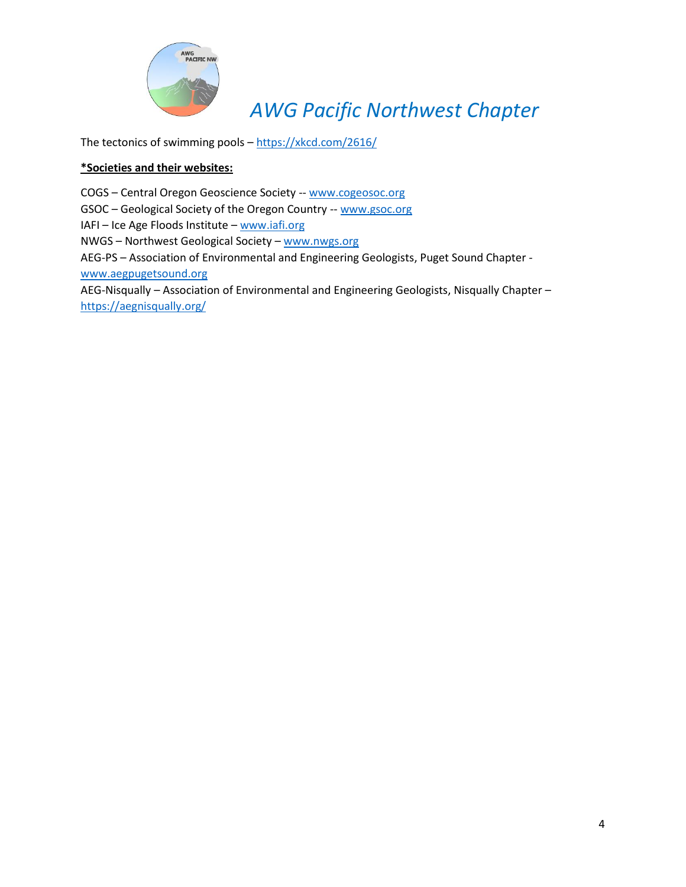# *AWG Pacific Northwest Chapter*

The tectonics of swimming pools – https://xkcd.com/2616/

**\*Societies and their websites:**

COGS – Central Oregon Geoscience Society -- www.cogeosoc.org
GSOC – Geological Society of the Oregon Country -- www.gsoc.org
IAFI – Ice Age Floods Institute – www.iafi.org
NWGS – Northwest Geological Society – www.nwgs.org
AEG-PS – Association of Environmental and Engineering Geologists, Puget Sound Chapter - www.aegpugetsound.org
AEG-Nisqually – Association of Environmental and Engineering Geologists, Nisqually Chapter – https://aegnisqually.org/